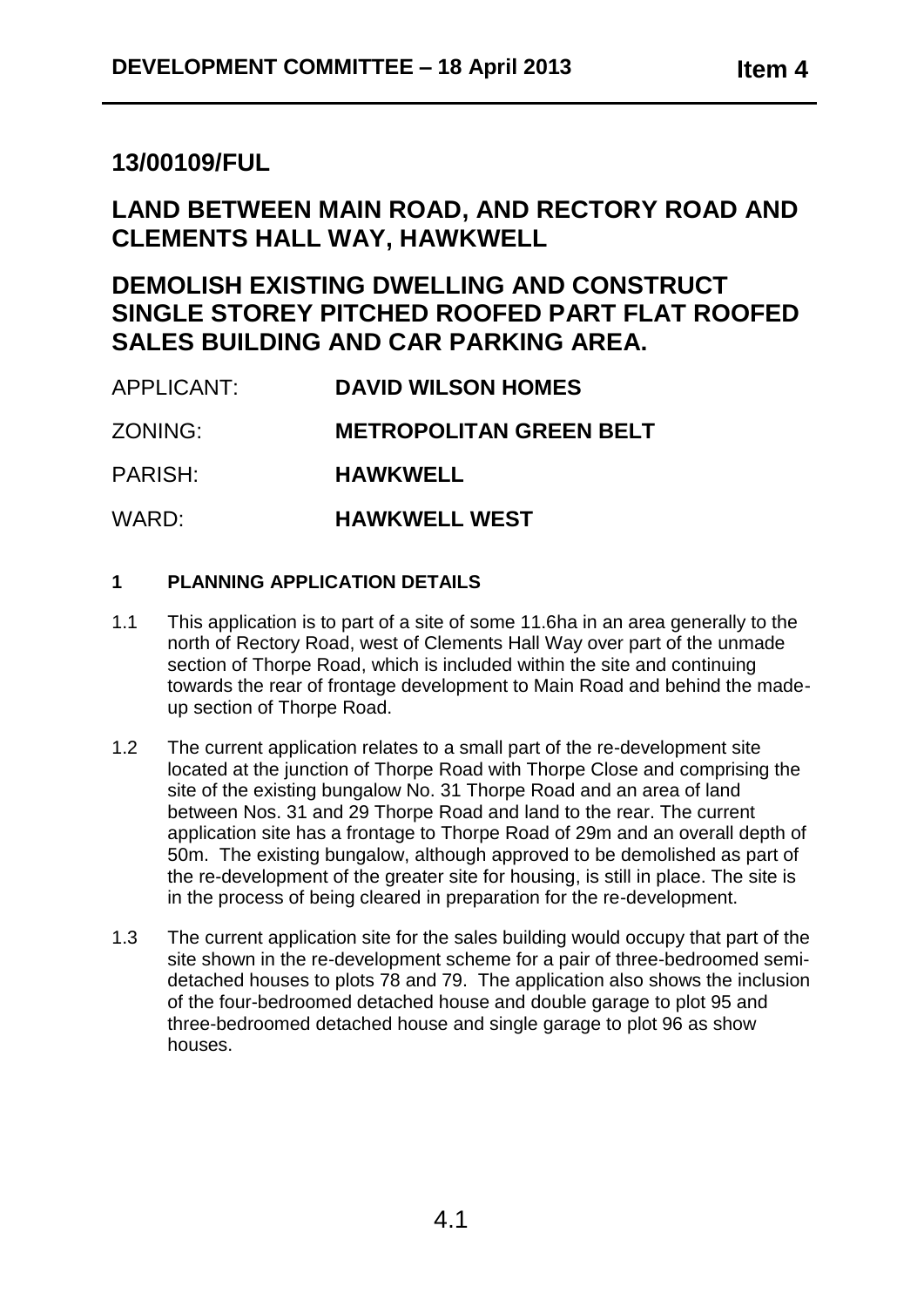## 13/00109/FUL

## LAND BETWEEN MAIN ROAD, AND RECTORY ROAD AND CLEMENTS HALL WAY, HAWKWELL

## DEMOLISH EXISTING DWELLING AND CONSTRUCT SINGLE STOREY PITCHED ROOFED PART FLAT ROOFED SALES BUILDING AND CAR PARKING AREA.

APPLICANT: **DAVID WILSON HOMES**

ZONING: **METROPOLITAN GREEN BELT**

PARISH: **HAWKWELL**

WARD: **HAWKWELL WEST**

### 1 PLANNING APPLICATION DETAILS

1.1 This application is to part of a site of some 11.6ha in an area generally to the north of Rectory Road, west of Clements Hall Way over part of the unmade section of Thorpe Road, which is included within the site and continuing towards the rear of frontage development to Main Road and behind the made-up section of Thorpe Road.

1.2 The current application relates to a small part of the re-development site located at the junction of Thorpe Road with Thorpe Close and comprising the site of the existing bungalow No. 31 Thorpe Road and an area of land between Nos. 31 and 29 Thorpe Road and land to the rear. The current application site has a frontage to Thorpe Road of 29m and an overall depth of 50m. The existing bungalow, although approved to be demolished as part of the re-development of the greater site for housing, is still in place. The site is in the process of being cleared in preparation for the re-development.

1.3 The current application site for the sales building would occupy that part of the site shown in the re-development scheme for a pair of three-bedroomed semi-detached houses to plots 78 and 79. The application also shows the inclusion of the four-bedroomed detached house and double garage to plot 95 and three-bedroomed detached house and single garage to plot 96 as show houses.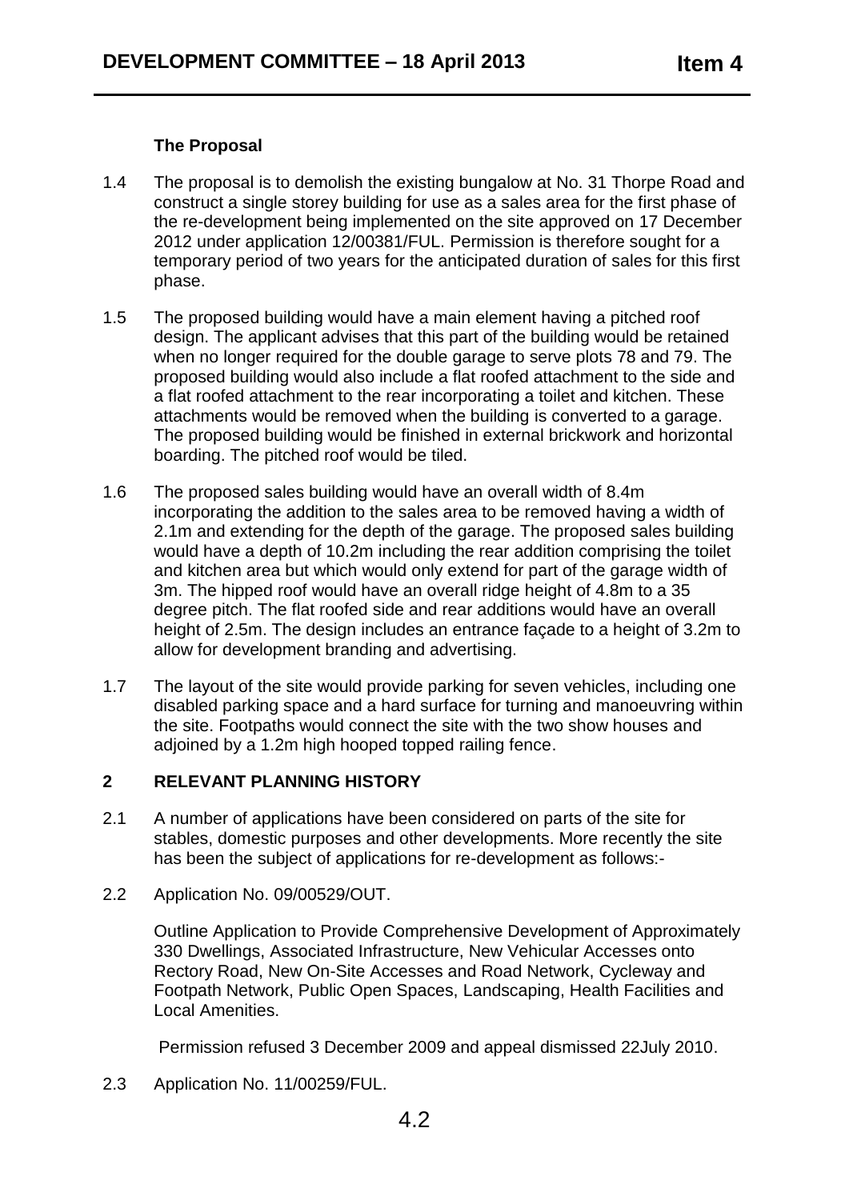### The Proposal

1.4 The proposal is to demolish the existing bungalow at No. 31 Thorpe Road and construct a single storey building for use as a sales area for the first phase of the re-development being implemented on the site approved on 17 December 2012 under application 12/00381/FUL. Permission is therefore sought for a temporary period of two years for the anticipated duration of sales for this first phase.

1.5 The proposed building would have a main element having a pitched roof design. The applicant advises that this part of the building would be retained when no longer required for the double garage to serve plots 78 and 79. The proposed building would also include a flat roofed attachment to the side and a flat roofed attachment to the rear incorporating a toilet and kitchen. These attachments would be removed when the building is converted to a garage. The proposed building would be finished in external brickwork and horizontal boarding. The pitched roof would be tiled.

1.6 The proposed sales building would have an overall width of 8.4m incorporating the addition to the sales area to be removed having a width of 2.1m and extending for the depth of the garage. The proposed sales building would have a depth of 10.2m including the rear addition comprising the toilet and kitchen area but which would only extend for part of the garage width of 3m. The hipped roof would have an overall ridge height of 4.8m to a 35 degree pitch. The flat roofed side and rear additions would have an overall height of 2.5m. The design includes an entrance façade to a height of 3.2m to allow for development branding and advertising.

1.7 The layout of the site would provide parking for seven vehicles, including one disabled parking space and a hard surface for turning and manoeuvring within the site. Footpaths would connect the site with the two show houses and adjoined by a 1.2m high hooped topped railing fence.

## 2 RELEVANT PLANNING HISTORY

2.1 A number of applications have been considered on parts of the site for stables, domestic purposes and other developments. More recently the site has been the subject of applications for re-development as follows:-

2.2 Application No. 09/00529/OUT.

Outline Application to Provide Comprehensive Development of Approximately 330 Dwellings, Associated Infrastructure, New Vehicular Accesses onto Rectory Road, New On-Site Accesses and Road Network, Cycleway and Footpath Network, Public Open Spaces, Landscaping, Health Facilities and Local Amenities.

Permission refused 3 December 2009 and appeal dismissed 22July 2010.

2.3 Application No. 11/00259/FUL.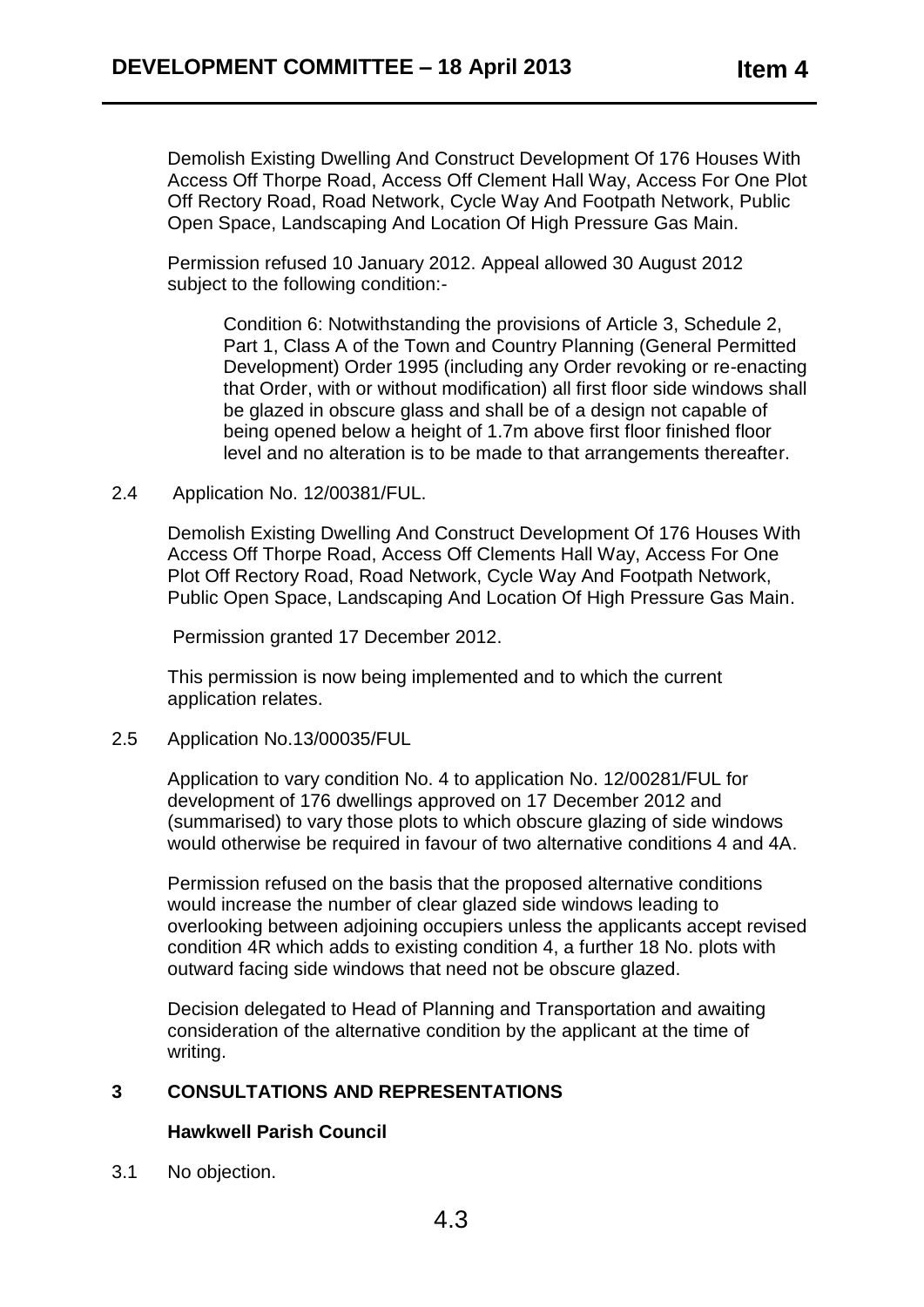Demolish Existing Dwelling And Construct Development Of 176 Houses With Access Off Thorpe Road, Access Off Clement Hall Way, Access For One Plot Off Rectory Road, Road Network, Cycle Way And Footpath Network, Public Open Space, Landscaping And Location Of High Pressure Gas Main.

Permission refused 10 January 2012. Appeal allowed 30 August 2012 subject to the following condition:-

> Condition 6: Notwithstanding the provisions of Article 3, Schedule 2, Part 1, Class A of the Town and Country Planning (General Permitted Development) Order 1995 (including any Order revoking or re-enacting that Order, with or without modification) all first floor side windows shall be glazed in obscure glass and shall be of a design not capable of being opened below a height of 1.7m above first floor finished floor level and no alteration is to be made to that arrangements thereafter.

2.4 Application No. 12/00381/FUL.

Demolish Existing Dwelling And Construct Development Of 176 Houses With Access Off Thorpe Road, Access Off Clements Hall Way, Access For One Plot Off Rectory Road, Road Network, Cycle Way And Footpath Network, Public Open Space, Landscaping And Location Of High Pressure Gas Main.

Permission granted 17 December 2012.

This permission is now being implemented and to which the current application relates.

2.5 Application No.13/00035/FUL

Application to vary condition No. 4 to application No. 12/00281/FUL for development of 176 dwellings approved on 17 December 2012 and (summarised) to vary those plots to which obscure glazing of side windows would otherwise be required in favour of two alternative conditions 4 and 4A.

Permission refused on the basis that the proposed alternative conditions would increase the number of clear glazed side windows leading to overlooking between adjoining occupiers unless the applicants accept revised condition 4R which adds to existing condition 4, a further 18 No. plots with outward facing side windows that need not be obscure glazed.

Decision delegated to Head of Planning and Transportation and awaiting consideration of the alternative condition by the applicant at the time of writing.

## 3 CONSULTATIONS AND REPRESENTATIONS

**Hawkwell Parish Council**

3.1 No objection.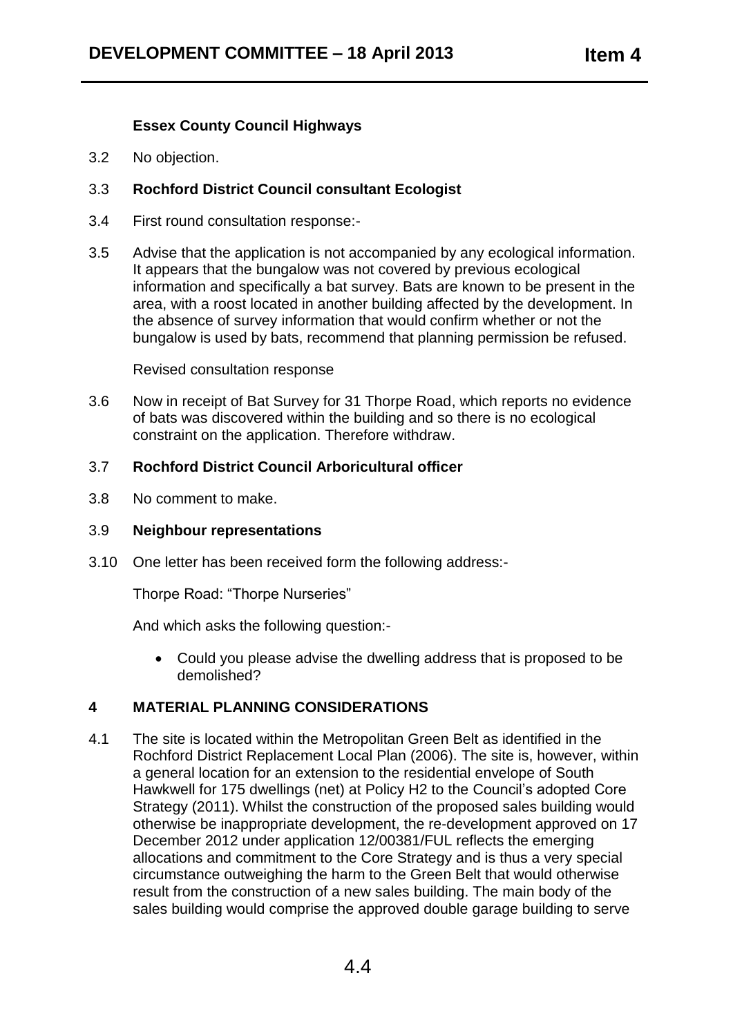**Essex County Council Highways**

3.2 No objection.

3.3 **Rochford District Council consultant Ecologist**

3.4 First round consultation response:-

3.5 Advise that the application is not accompanied by any ecological information. It appears that the bungalow was not covered by previous ecological information and specifically a bat survey. Bats are known to be present in the area, with a roost located in another building affected by the development. In the absence of survey information that would confirm whether or not the bungalow is used by bats, recommend that planning permission be refused.

Revised consultation response

3.6 Now in receipt of Bat Survey for 31 Thorpe Road, which reports no evidence of bats was discovered within the building and so there is no ecological constraint on the application. Therefore withdraw.

3.7 **Rochford District Council Arboricultural officer**

3.8 No comment to make.

3.9 **Neighbour representations**

3.10 One letter has been received form the following address:-

Thorpe Road: "Thorpe Nurseries"

And which asks the following question:-

- Could you please advise the dwelling address that is proposed to be demolished?

## 4 MATERIAL PLANNING CONSIDERATIONS

4.1 The site is located within the Metropolitan Green Belt as identified in the Rochford District Replacement Local Plan (2006). The site is, however, within a general location for an extension to the residential envelope of South Hawkwell for 175 dwellings (net) at Policy H2 to the Council's adopted Core Strategy (2011). Whilst the construction of the proposed sales building would otherwise be inappropriate development, the re-development approved on 17 December 2012 under application 12/00381/FUL reflects the emerging allocations and commitment to the Core Strategy and is thus a very special circumstance outweighing the harm to the Green Belt that would otherwise result from the construction of a new sales building. The main body of the sales building would comprise the approved double garage building to serve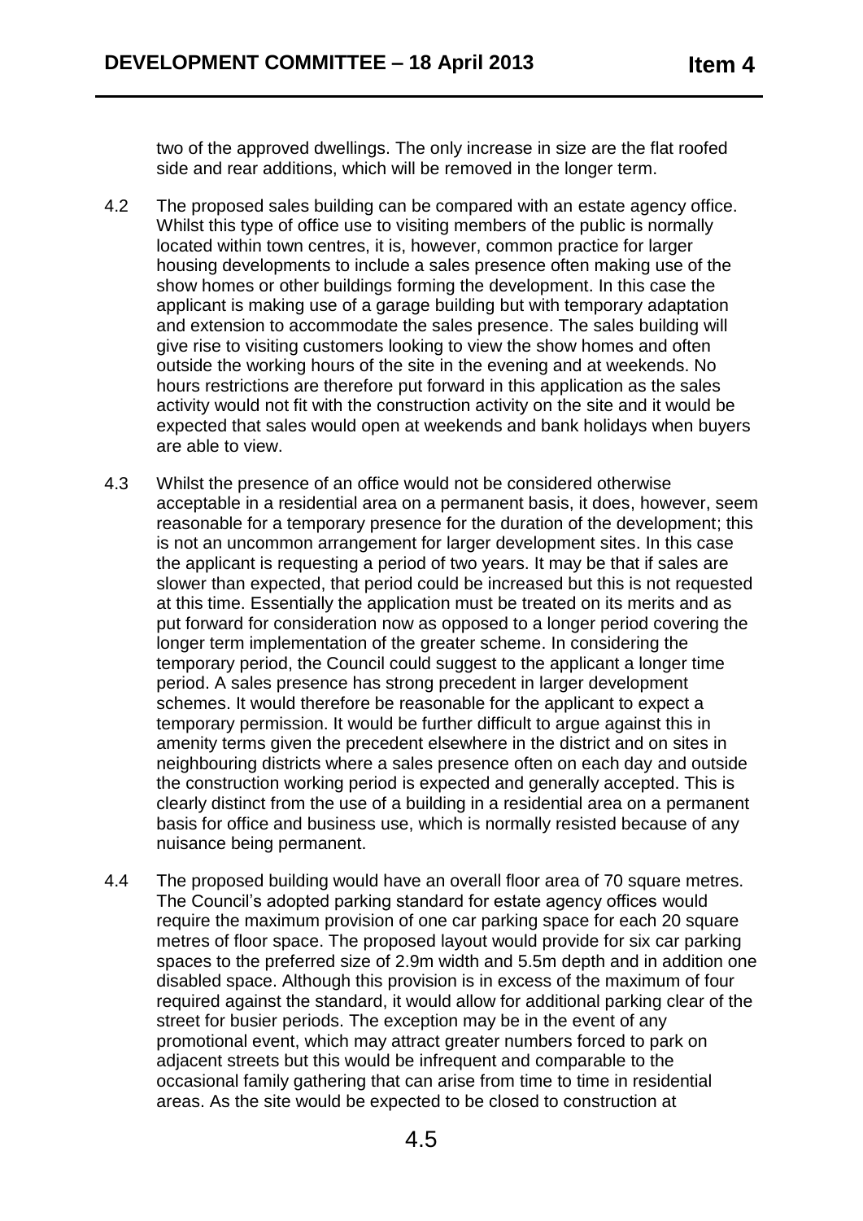two of the approved dwellings. The only increase in size are the flat roofed side and rear additions, which will be removed in the longer term.

4.2 The proposed sales building can be compared with an estate agency office. Whilst this type of office use to visiting members of the public is normally located within town centres, it is, however, common practice for larger housing developments to include a sales presence often making use of the show homes or other buildings forming the development. In this case the applicant is making use of a garage building but with temporary adaptation and extension to accommodate the sales presence. The sales building will give rise to visiting customers looking to view the show homes and often outside the working hours of the site in the evening and at weekends. No hours restrictions are therefore put forward in this application as the sales activity would not fit with the construction activity on the site and it would be expected that sales would open at weekends and bank holidays when buyers are able to view.

4.3 Whilst the presence of an office would not be considered otherwise acceptable in a residential area on a permanent basis, it does, however, seem reasonable for a temporary presence for the duration of the development; this is not an uncommon arrangement for larger development sites. In this case the applicant is requesting a period of two years. It may be that if sales are slower than expected, that period could be increased but this is not requested at this time. Essentially the application must be treated on its merits and as put forward for consideration now as opposed to a longer period covering the longer term implementation of the greater scheme. In considering the temporary period, the Council could suggest to the applicant a longer time period. A sales presence has strong precedent in larger development schemes. It would therefore be reasonable for the applicant to expect a temporary permission. It would be further difficult to argue against this in amenity terms given the precedent elsewhere in the district and on sites in neighbouring districts where a sales presence often on each day and outside the construction working period is expected and generally accepted. This is clearly distinct from the use of a building in a residential area on a permanent basis for office and business use, which is normally resisted because of any nuisance being permanent.

4.4 The proposed building would have an overall floor area of 70 square metres. The Council's adopted parking standard for estate agency offices would require the maximum provision of one car parking space for each 20 square metres of floor space. The proposed layout would provide for six car parking spaces to the preferred size of 2.9m width and 5.5m depth and in addition one disabled space. Although this provision is in excess of the maximum of four required against the standard, it would allow for additional parking clear of the street for busier periods. The exception may be in the event of any promotional event, which may attract greater numbers forced to park on adjacent streets but this would be infrequent and comparable to the occasional family gathering that can arise from time to time in residential areas. As the site would be expected to be closed to construction at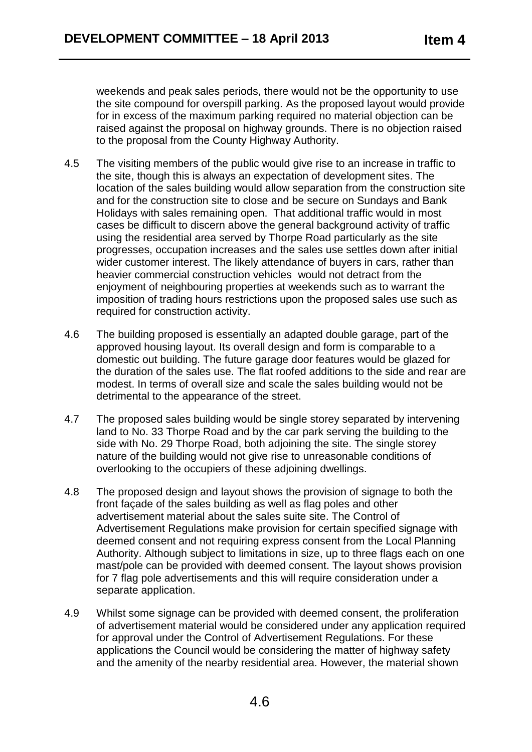weekends and peak sales periods, there would not be the opportunity to use the site compound for overspill parking. As the proposed layout would provide for in excess of the maximum parking required no material objection can be raised against the proposal on highway grounds. There is no objection raised to the proposal from the County Highway Authority.

4.5 The visiting members of the public would give rise to an increase in traffic to the site, though this is always an expectation of development sites. The location of the sales building would allow separation from the construction site and for the construction site to close and be secure on Sundays and Bank Holidays with sales remaining open. That additional traffic would in most cases be difficult to discern above the general background activity of traffic using the residential area served by Thorpe Road particularly as the site progresses, occupation increases and the sales use settles down after initial wider customer interest. The likely attendance of buyers in cars, rather than heavier commercial construction vehicles would not detract from the enjoyment of neighbouring properties at weekends such as to warrant the imposition of trading hours restrictions upon the proposed sales use such as required for construction activity.

4.6 The building proposed is essentially an adapted double garage, part of the approved housing layout. Its overall design and form is comparable to a domestic out building. The future garage door features would be glazed for the duration of the sales use. The flat roofed additions to the side and rear are modest. In terms of overall size and scale the sales building would not be detrimental to the appearance of the street.

4.7 The proposed sales building would be single storey separated by intervening land to No. 33 Thorpe Road and by the car park serving the building to the side with No. 29 Thorpe Road, both adjoining the site. The single storey nature of the building would not give rise to unreasonable conditions of overlooking to the occupiers of these adjoining dwellings.

4.8 The proposed design and layout shows the provision of signage to both the front façade of the sales building as well as flag poles and other advertisement material about the sales suite site. The Control of Advertisement Regulations make provision for certain specified signage with deemed consent and not requiring express consent from the Local Planning Authority. Although subject to limitations in size, up to three flags each on one mast/pole can be provided with deemed consent. The layout shows provision for 7 flag pole advertisements and this will require consideration under a separate application.

4.9 Whilst some signage can be provided with deemed consent, the proliferation of advertisement material would be considered under any application required for approval under the Control of Advertisement Regulations. For these applications the Council would be considering the matter of highway safety and the amenity of the nearby residential area. However, the material shown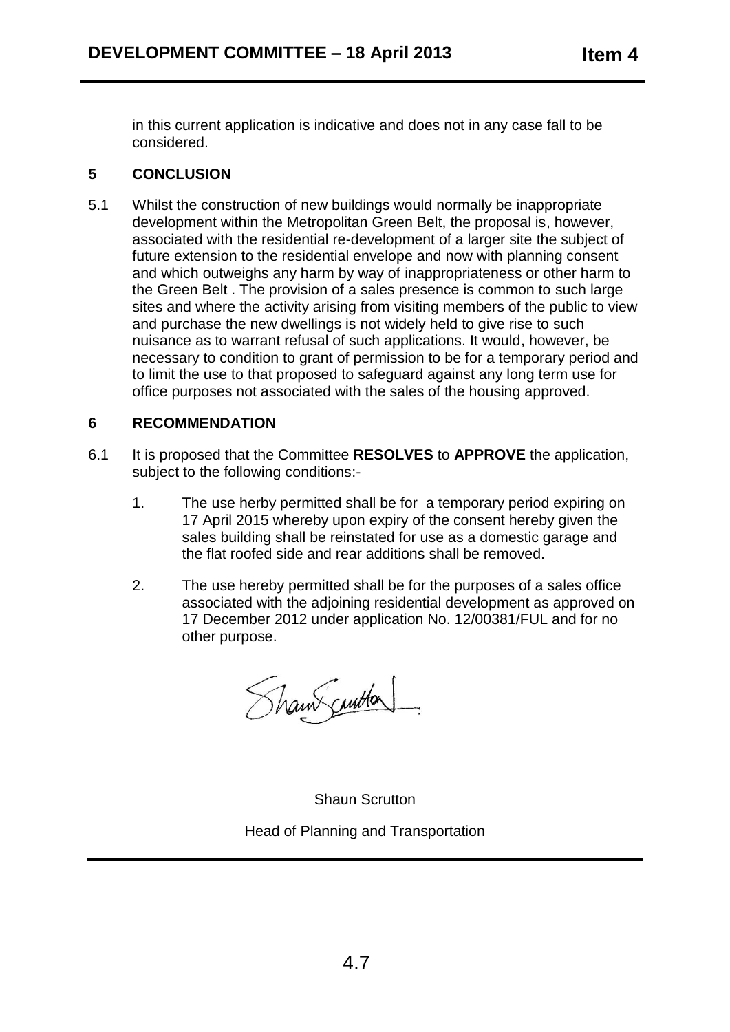in this current application is indicative and does not in any case fall to be considered.

## 5 CONCLUSION

5.1 Whilst the construction of new buildings would normally be inappropriate development within the Metropolitan Green Belt, the proposal is, however, associated with the residential re-development of a larger site the subject of future extension to the residential envelope and now with planning consent and which outweighs any harm by way of inappropriateness or other harm to the Green Belt . The provision of a sales presence is common to such large sites and where the activity arising from visiting members of the public to view and purchase the new dwellings is not widely held to give rise to such nuisance as to warrant refusal of such applications. It would, however, be necessary to condition to grant of permission to be for a temporary period and to limit the use to that proposed to safeguard against any long term use for office purposes not associated with the sales of the housing approved.

## 6 RECOMMENDATION

6.1 It is proposed that the Committee **RESOLVES** to **APPROVE** the application, subject to the following conditions:-

1. The use herby permitted shall be for a temporary period expiring on 17 April 2015 whereby upon expiry of the consent hereby given the sales building shall be reinstated for use as a domestic garage and the flat roofed side and rear additions shall be removed.

2. The use hereby permitted shall be for the purposes of a sales office associated with the adjoining residential development as approved on 17 December 2012 under application No. 12/00381/FUL and for no other purpose.

Shaun Scrutton

Head of Planning and Transportation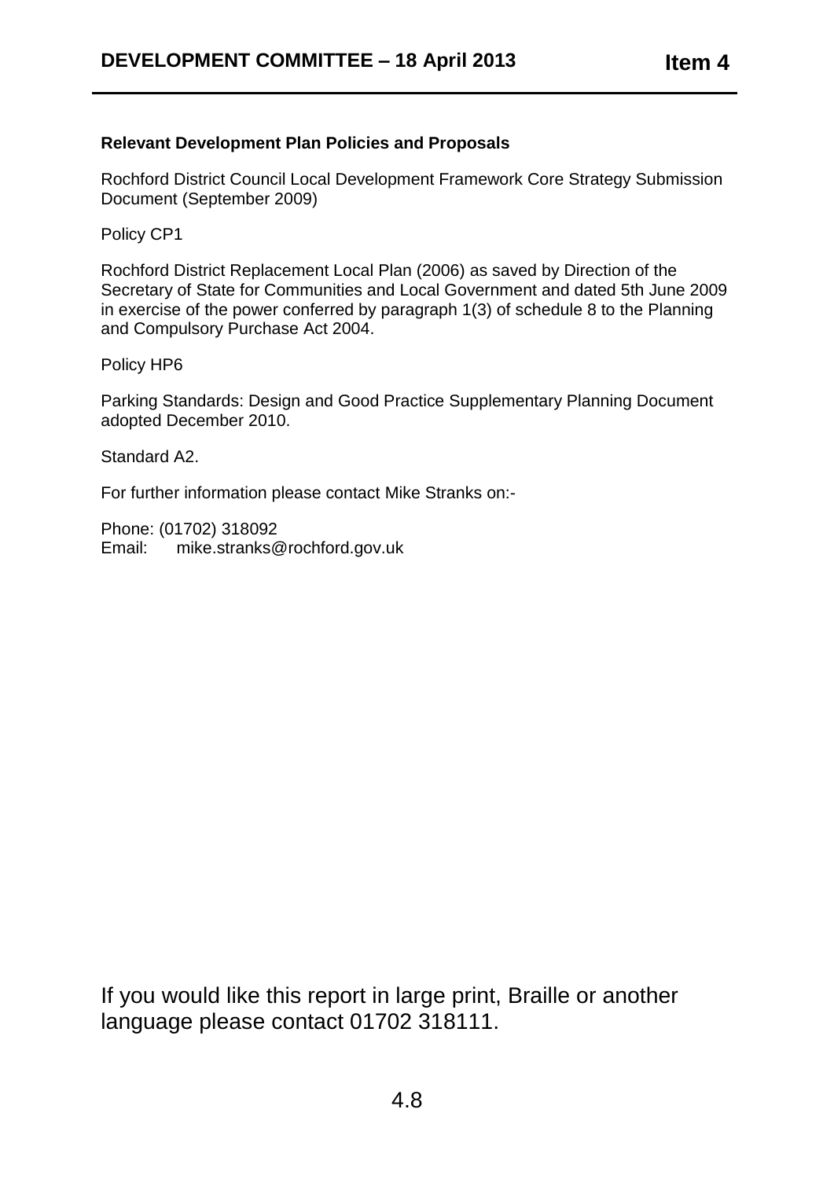**Relevant Development Plan Policies and Proposals**

Rochford District Council Local Development Framework Core Strategy Submission Document (September 2009)

Policy CP1

Rochford District Replacement Local Plan (2006) as saved by Direction of the Secretary of State for Communities and Local Government and dated 5th June 2009 in exercise of the power conferred by paragraph 1(3) of schedule 8 to the Planning and Compulsory Purchase Act 2004.

Policy HP6

Parking Standards: Design and Good Practice Supplementary Planning Document adopted December 2010.

Standard A2.

For further information please contact Mike Stranks on:-

Phone: (01702) 318092
Email: mike.stranks@rochford.gov.uk

If you would like this report in large print, Braille or another language please contact 01702 318111.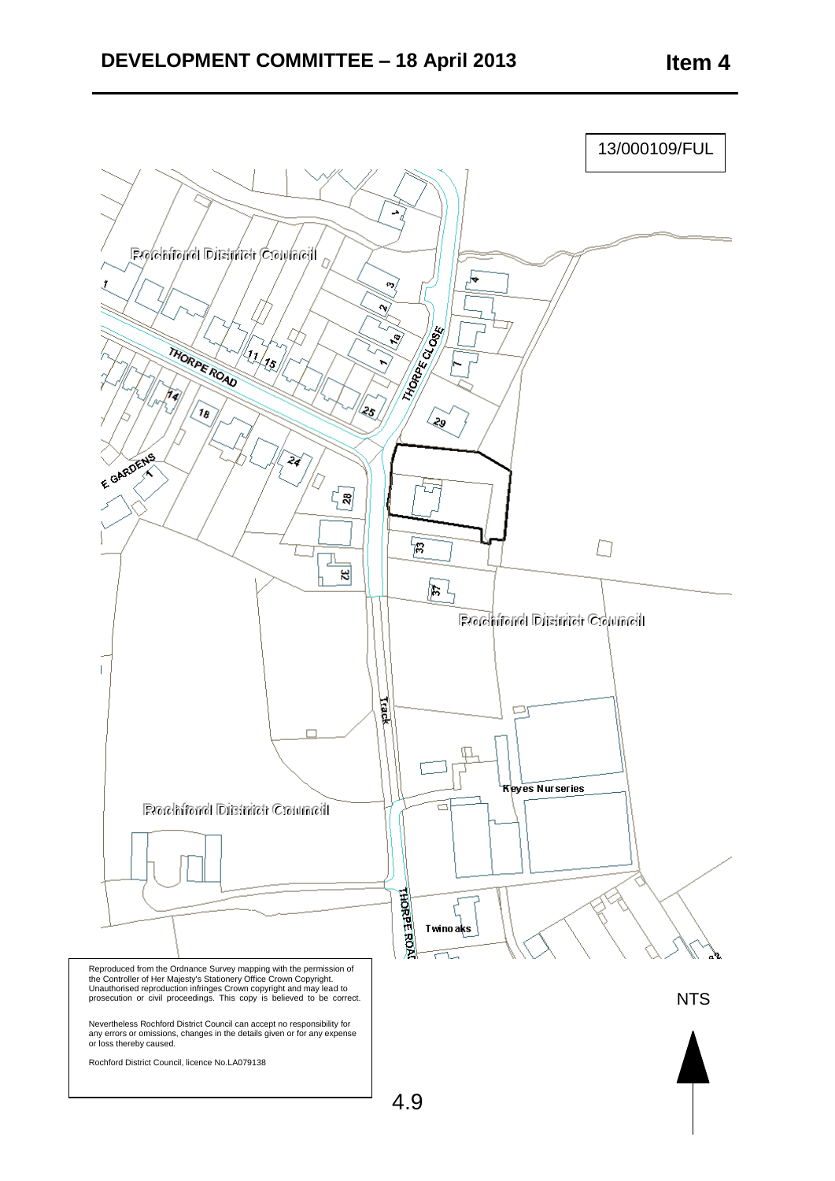# DEVELOPMENT COMMITTEE – 18 April 2013

**Item 4**

13/000109/FUL

Rochford District Council

THORPE ROAD

THORPE CLOSE

E GARDENS

Track

Keyes Nurseries

Twinoaks

THORPE ROAD

1
3
2
1a
1
4
11
15
25
29
14
18
24
28
32
33
37

Rochford District Council

Rochford District Council

Reproduced from the Ordnance Survey mapping with the permission of the Controller of Her Majesty's Stationery Office Crown Copyright. Unauthorised reproduction infringes Crown copyright and may lead to prosecution or civil proceedings. This copy is believed to be correct.

Nevertheless Rochford District Council can accept no responsibility for any errors or omissions, changes in the details given or for any expense or loss thereby caused.

Rochford District Council, licence No.LA079138

NTS

4.9